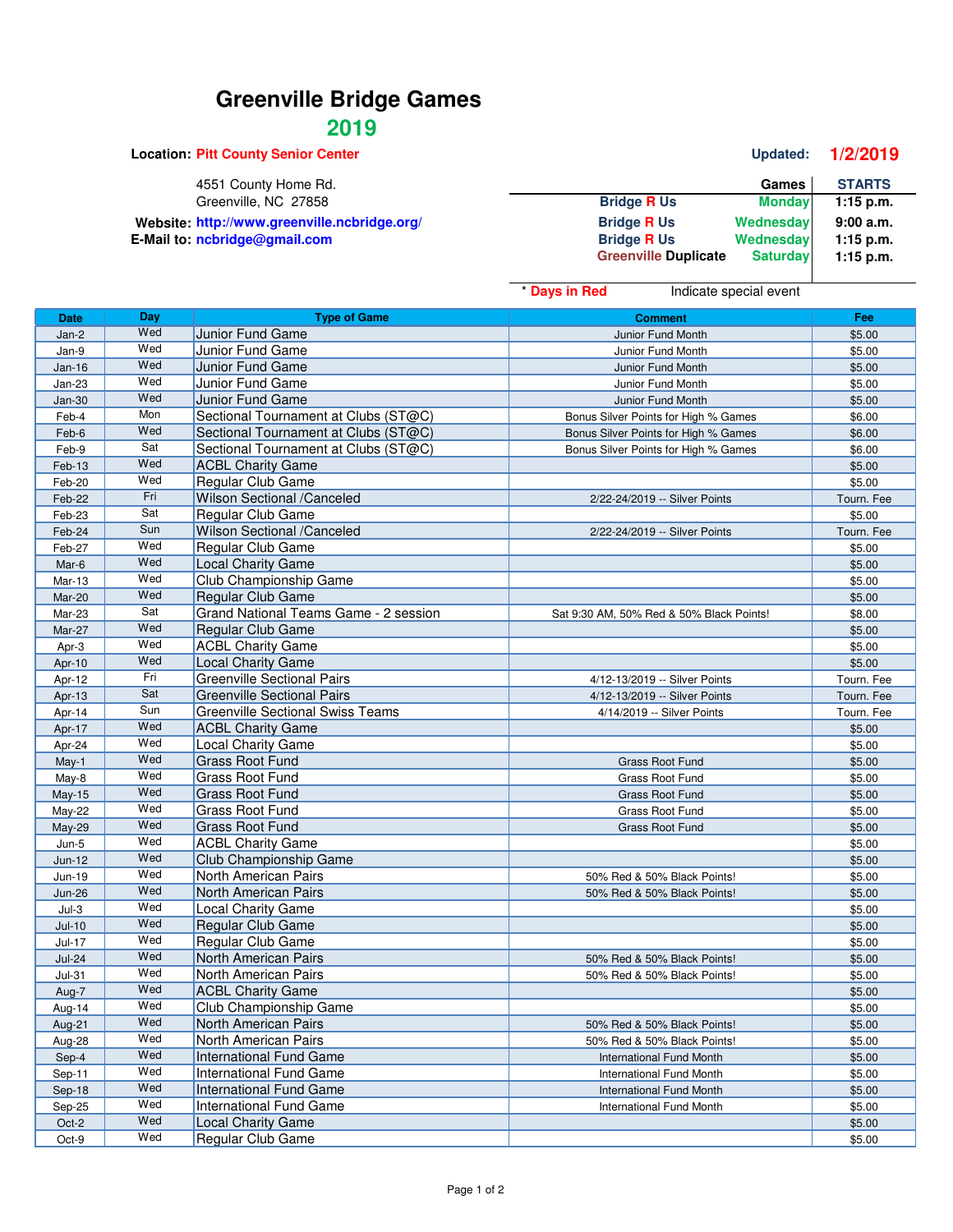# Greenville Bridge Games

## 2019

**Location:** Pitt County Senior Center

4551 County Home Rd.
Greenville, NC 27858

**Website:** http://www.greenville.ncbridge.org/
**E-Mail to:** ncbridge@gmail.com

**Updated:** 1/2/2019

| Games | | STARTS |
|---|---|---|
| Bridge R Us | Monday | 1:15 p.m. |
| Bridge R Us | Wednesday | 9:00 a.m. |
| Bridge R Us | Wednesday | 1:15 p.m. |
| Greenville Duplicate | Saturday | 1:15 p.m. |

\* Days in Red — Indicate special event

| Date | Day | Type of Game | Comment | Fee |
|---|---|---|---|---|
| Jan-2 | Wed | Junior Fund Game | Junior Fund Month | $5.00 |
| Jan-9 | Wed | Junior Fund Game | Junior Fund Month | $5.00 |
| Jan-16 | Wed | Junior Fund Game | Junior Fund Month | $5.00 |
| Jan-23 | Wed | Junior Fund Game | Junior Fund Month | $5.00 |
| Jan-30 | Wed | Junior Fund Game | Junior Fund Month | $5.00 |
| Feb-4 | Mon | Sectional Tournament at Clubs (ST@C) | Bonus Silver Points for High % Games | $6.00 |
| Feb-6 | Wed | Sectional Tournament at Clubs (ST@C) | Bonus Silver Points for High % Games | $6.00 |
| Feb-9 | Sat | Sectional Tournament at Clubs (ST@C) | Bonus Silver Points for High % Games | $6.00 |
| Feb-13 | Wed | ACBL Charity Game | | $5.00 |
| Feb-20 | Wed | Regular Club Game | | $5.00 |
| Feb-22 | Fri | Wilson Sectional /Canceled | 2/22-24/2019 -- Silver Points | Tourn. Fee |
| Feb-23 | Sat | Regular Club Game | | $5.00 |
| Feb-24 | Sun | Wilson Sectional /Canceled | 2/22-24/2019 -- Silver Points | Tourn. Fee |
| Feb-27 | Wed | Regular Club Game | | $5.00 |
| Mar-6 | Wed | Local Charity Game | | $5.00 |
| Mar-13 | Wed | Club Championship Game | | $5.00 |
| Mar-20 | Wed | Regular Club Game | | $5.00 |
| Mar-23 | Sat | Grand National Teams Game - 2 session | Sat 9:30 AM, 50% Red & 50% Black Points! | $8.00 |
| Mar-27 | Wed | Regular Club Game | | $5.00 |
| Apr-3 | Wed | ACBL Charity Game | | $5.00 |
| Apr-10 | Wed | Local Charity Game | | $5.00 |
| Apr-12 | Fri | Greenville Sectional Pairs | 4/12-13/2019 -- Silver Points | Tourn. Fee |
| Apr-13 | Sat | Greenville Sectional Pairs | 4/12-13/2019 -- Silver Points | Tourn. Fee |
| Apr-14 | Sun | Greenville Sectional Swiss Teams | 4/14/2019 -- Silver Points | Tourn. Fee |
| Apr-17 | Wed | ACBL Charity Game | | $5.00 |
| Apr-24 | Wed | Local Charity Game | | $5.00 |
| May-1 | Wed | Grass Root Fund | Grass Root Fund | $5.00 |
| May-8 | Wed | Grass Root Fund | Grass Root Fund | $5.00 |
| May-15 | Wed | Grass Root Fund | Grass Root Fund | $5.00 |
| May-22 | Wed | Grass Root Fund | Grass Root Fund | $5.00 |
| May-29 | Wed | Grass Root Fund | Grass Root Fund | $5.00 |
| Jun-5 | Wed | ACBL Charity Game | | $5.00 |
| Jun-12 | Wed | Club Championship Game | | $5.00 |
| Jun-19 | Wed | North American Pairs | 50% Red & 50% Black Points! | $5.00 |
| Jun-26 | Wed | North American Pairs | 50% Red & 50% Black Points! | $5.00 |
| Jul-3 | Wed | Local Charity Game | | $5.00 |
| Jul-10 | Wed | Regular Club Game | | $5.00 |
| Jul-17 | Wed | Regular Club Game | | $5.00 |
| Jul-24 | Wed | North American Pairs | 50% Red & 50% Black Points! | $5.00 |
| Jul-31 | Wed | North American Pairs | 50% Red & 50% Black Points! | $5.00 |
| Aug-7 | Wed | ACBL Charity Game | | $5.00 |
| Aug-14 | Wed | Club Championship Game | | $5.00 |
| Aug-21 | Wed | North American Pairs | 50% Red & 50% Black Points! | $5.00 |
| Aug-28 | Wed | North American Pairs | 50% Red & 50% Black Points! | $5.00 |
| Sep-4 | Wed | International Fund Game | International Fund Month | $5.00 |
| Sep-11 | Wed | International Fund Game | International Fund Month | $5.00 |
| Sep-18 | Wed | International Fund Game | International Fund Month | $5.00 |
| Sep-25 | Wed | International Fund Game | International Fund Month | $5.00 |
| Oct-2 | Wed | Local Charity Game | | $5.00 |
| Oct-9 | Wed | Regular Club Game | | $5.00 |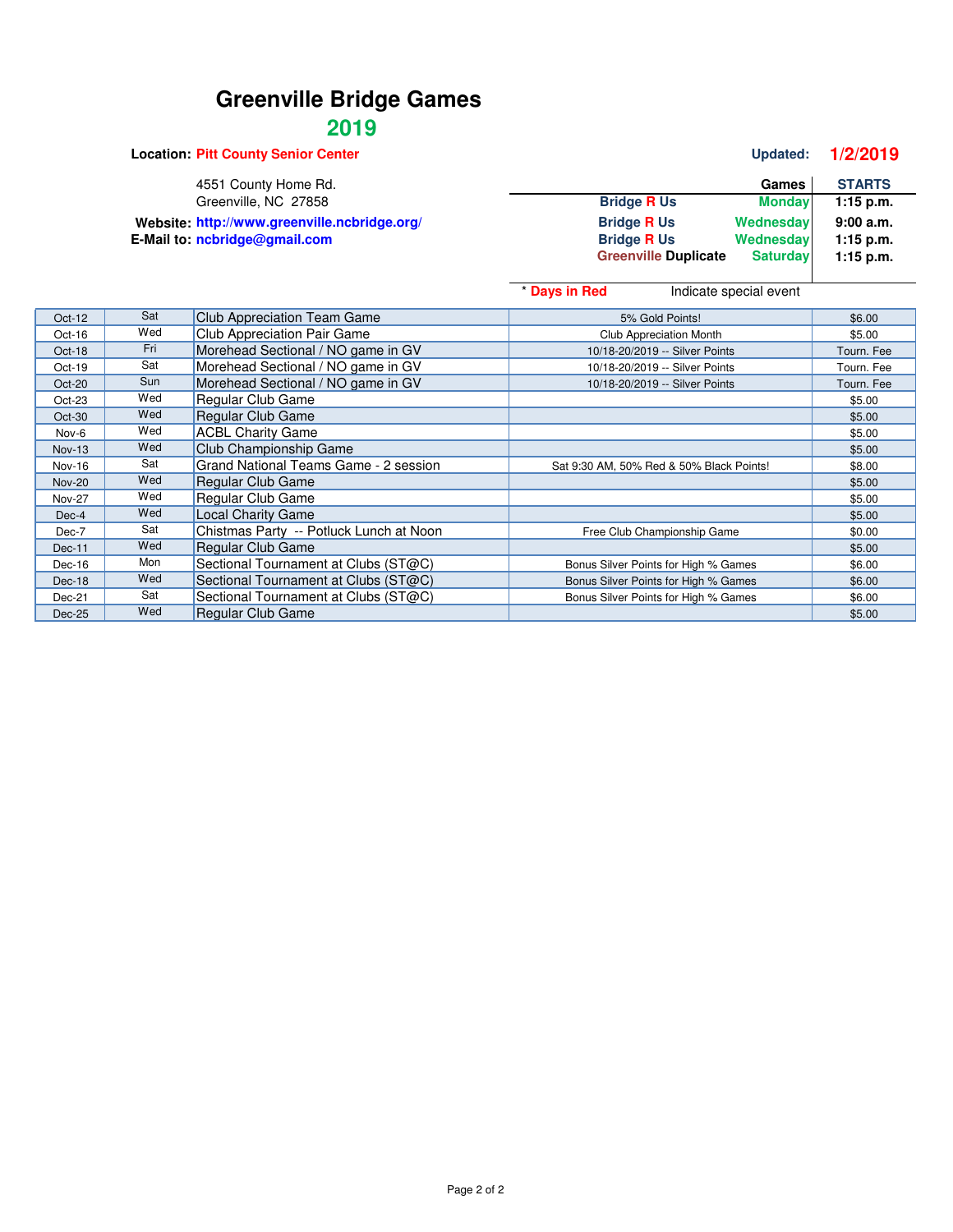# Greenville Bridge Games

## 2019

**Location:** Pitt County Senior Center

4551 County Home Rd.
Greenville, NC 27858

**Website:** http://www.greenville.ncbridge.org/
**E-Mail to:** ncbridge@gmail.com

**Updated:** 1/2/2019

| Games | | STARTS |
|---|---|---|
| Bridge R Us | Monday | 1:15 p.m. |
| Bridge R Us | Wednesday | 9:00 a.m. |
| Bridge R Us | Wednesday | 1:15 p.m. |
| Greenville Duplicate | Saturday | 1:15 p.m. |

\* Days in Red Indicate special event

| | | | | |
|---|---|---|---|---|
| Oct-12 | Sat | Club Appreciation Team Game | 5% Gold Points! | $6.00 |
| Oct-16 | Wed | Club Appreciation Pair Game | Club Appreciation Month | $5.00 |
| Oct-18 | Fri | Morehead Sectional / NO game in GV | 10/18-20/2019 -- Silver Points | Tourn. Fee |
| Oct-19 | Sat | Morehead Sectional / NO game in GV | 10/18-20/2019 -- Silver Points | Tourn. Fee |
| Oct-20 | Sun | Morehead Sectional / NO game in GV | 10/18-20/2019 -- Silver Points | Tourn. Fee |
| Oct-23 | Wed | Regular Club Game | | $5.00 |
| Oct-30 | Wed | Regular Club Game | | $5.00 |
| Nov-6 | Wed | ACBL Charity Game | | $5.00 |
| Nov-13 | Wed | Club Championship Game | | $5.00 |
| Nov-16 | Sat | Grand National Teams Game - 2 session | Sat 9:30 AM, 50% Red & 50% Black Points! | $8.00 |
| Nov-20 | Wed | Regular Club Game | | $5.00 |
| Nov-27 | Wed | Regular Club Game | | $5.00 |
| Dec-4 | Wed | Local Charity Game | | $5.00 |
| Dec-7 | Sat | Chistmas Party -- Potluck Lunch at Noon | Free Club Championship Game | $0.00 |
| Dec-11 | Wed | Regular Club Game | | $5.00 |
| Dec-16 | Mon | Sectional Tournament at Clubs (ST@C) | Bonus Silver Points for High % Games | $6.00 |
| Dec-18 | Wed | Sectional Tournament at Clubs (ST@C) | Bonus Silver Points for High % Games | $6.00 |
| Dec-21 | Sat | Sectional Tournament at Clubs (ST@C) | Bonus Silver Points for High % Games | $6.00 |
| Dec-25 | Wed | Regular Club Game | | $5.00 |